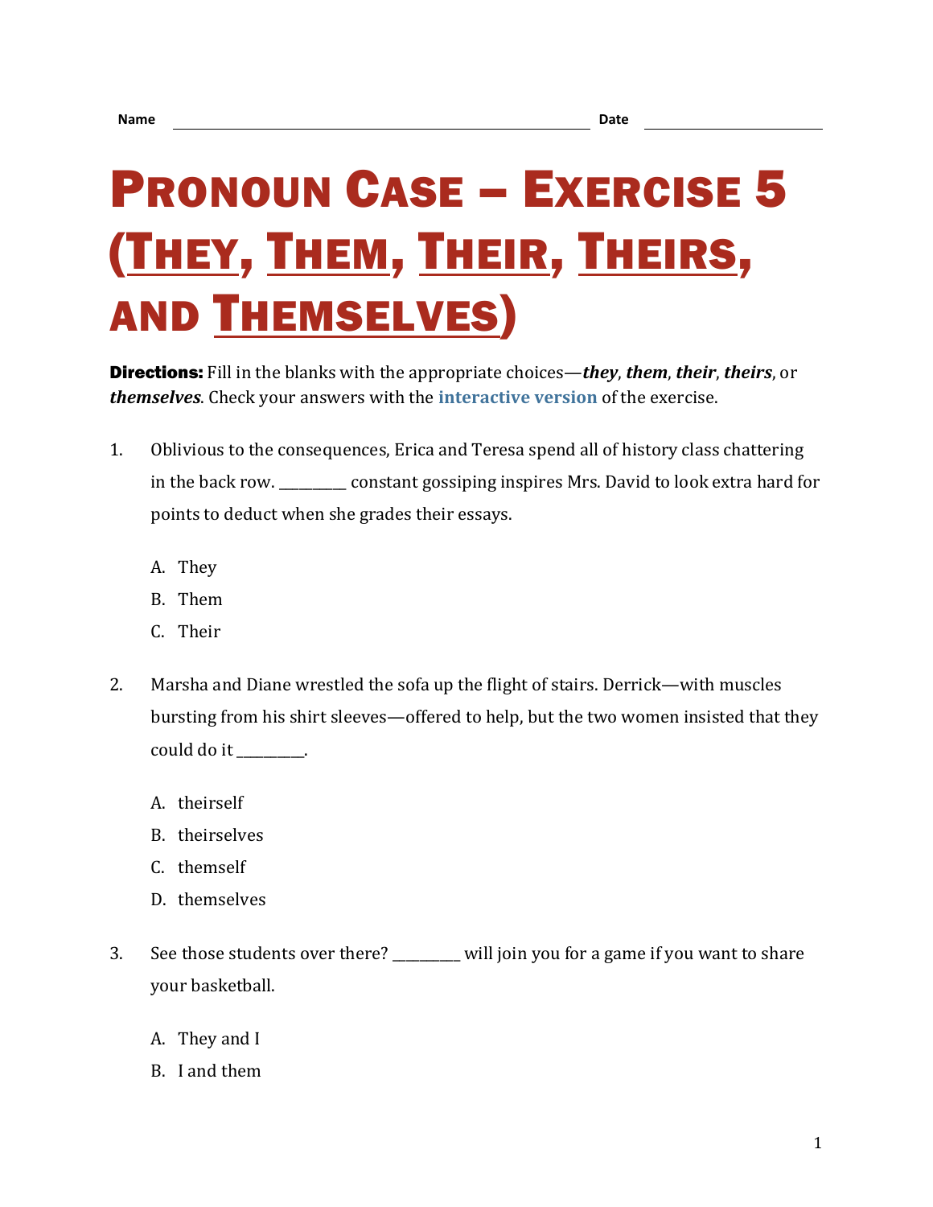Name ______________________________ Date ______________

# Pronoun Case – Exercise 5 (They, Them, Their, Theirs, and Themselves)

**Directions:** Fill in the blanks with the appropriate choices—***they***, ***them***, ***their***, ***theirs***, or ***themselves***. Check your answers with the **interactive version** of the exercise.

1. Oblivious to the consequences, Erica and Teresa spend all of history class chattering in the back row. _________ constant gossiping inspires Mrs. David to look extra hard for points to deduct when she grades their essays.

   A. They
   B. Them
   C. Their

2. Marsha and Diane wrestled the sofa up the flight of stairs. Derrick—with muscles bursting from his shirt sleeves—offered to help, but the two women insisted that they could do it _________.

   A. theirself
   B. theirselves
   C. themself
   D. themselves

3. See those students over there? _________ will join you for a game if you want to share your basketball.

   A. They and I
   B. I and them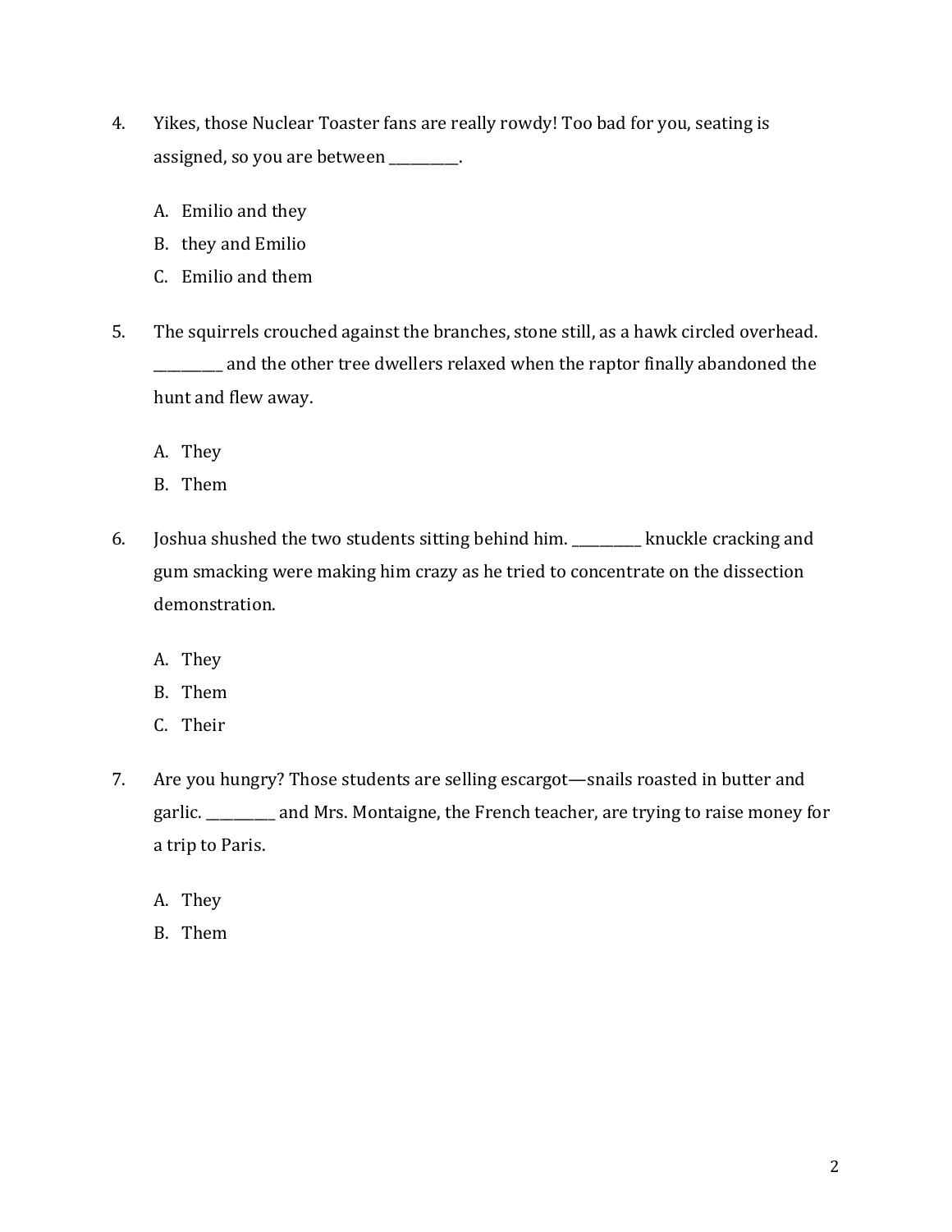4. Yikes, those Nuclear Toaster fans are really rowdy! Too bad for you, seating is assigned, so you are between __________.

   A. Emilio and they
   B. they and Emilio
   C. Emilio and them

5. The squirrels crouched against the branches, stone still, as a hawk circled overhead. __________ and the other tree dwellers relaxed when the raptor finally abandoned the hunt and flew away.

   A. They
   B. Them

6. Joshua shushed the two students sitting behind him. __________ knuckle cracking and gum smacking were making him crazy as he tried to concentrate on the dissection demonstration.

   A. They
   B. Them
   C. Their

7. Are you hungry? Those students are selling escargot—snails roasted in butter and garlic. __________ and Mrs. Montaigne, the French teacher, are trying to raise money for a trip to Paris.

   A. They
   B. Them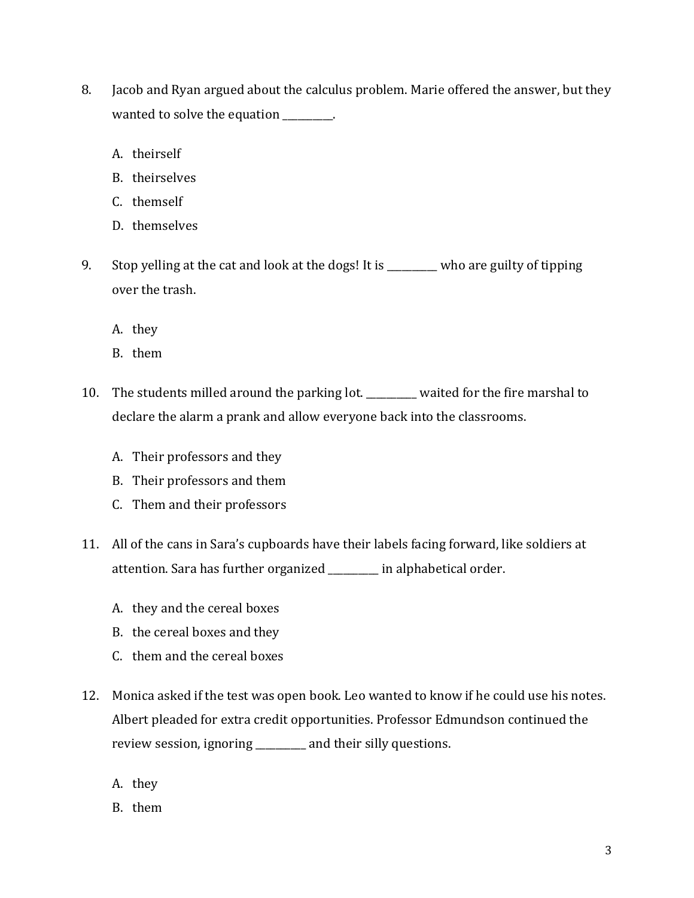8. Jacob and Ryan argued about the calculus problem. Marie offered the answer, but they wanted to solve the equation __________.

   A. theirself
   B. theirselves
   C. themself
   D. themselves

9. Stop yelling at the cat and look at the dogs! It is __________ who are guilty of tipping over the trash.

   A. they
   B. them

10. The students milled around the parking lot. __________ waited for the fire marshal to declare the alarm a prank and allow everyone back into the classrooms.

    A. Their professors and they
    B. Their professors and them
    C. Them and their professors

11. All of the cans in Sara's cupboards have their labels facing forward, like soldiers at attention. Sara has further organized __________ in alphabetical order.

    A. they and the cereal boxes
    B. the cereal boxes and they
    C. them and the cereal boxes

12. Monica asked if the test was open book. Leo wanted to know if he could use his notes. Albert pleaded for extra credit opportunities. Professor Edmundson continued the review session, ignoring __________ and their silly questions.

    A. they
    B. them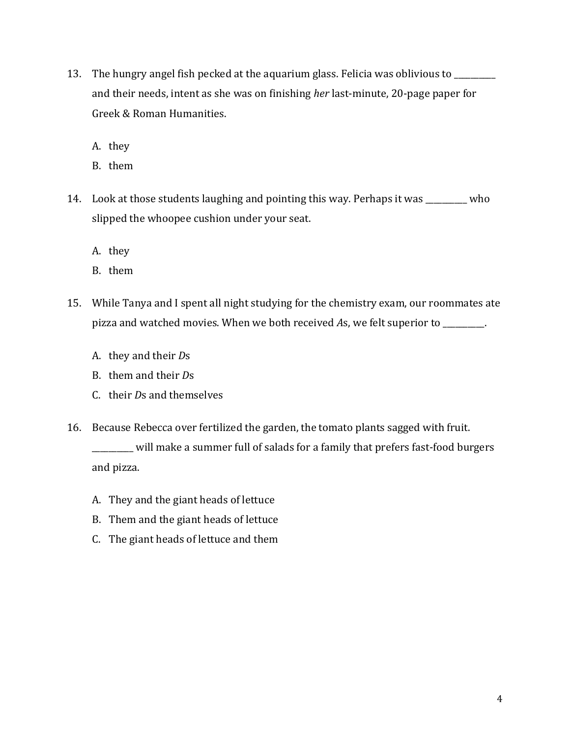13. The hungry angel fish pecked at the aquarium glass. Felicia was oblivious to __________ and their needs, intent as she was on finishing *her* last-minute, 20-page paper for Greek & Roman Humanities.

    A. they
    B. them

14. Look at those students laughing and pointing this way. Perhaps it was __________ who slipped the whoopee cushion under your seat.

    A. they
    B. them

15. While Tanya and I spent all night studying for the chemistry exam, our roommates ate pizza and watched movies. When we both received *A*s, we felt superior to __________.

    A. they and their *D*s
    B. them and their *D*s
    C. their *D*s and themselves

16. Because Rebecca over fertilized the garden, the tomato plants sagged with fruit. __________ will make a summer full of salads for a family that prefers fast-food burgers and pizza.

    A. They and the giant heads of lettuce
    B. Them and the giant heads of lettuce
    C. The giant heads of lettuce and them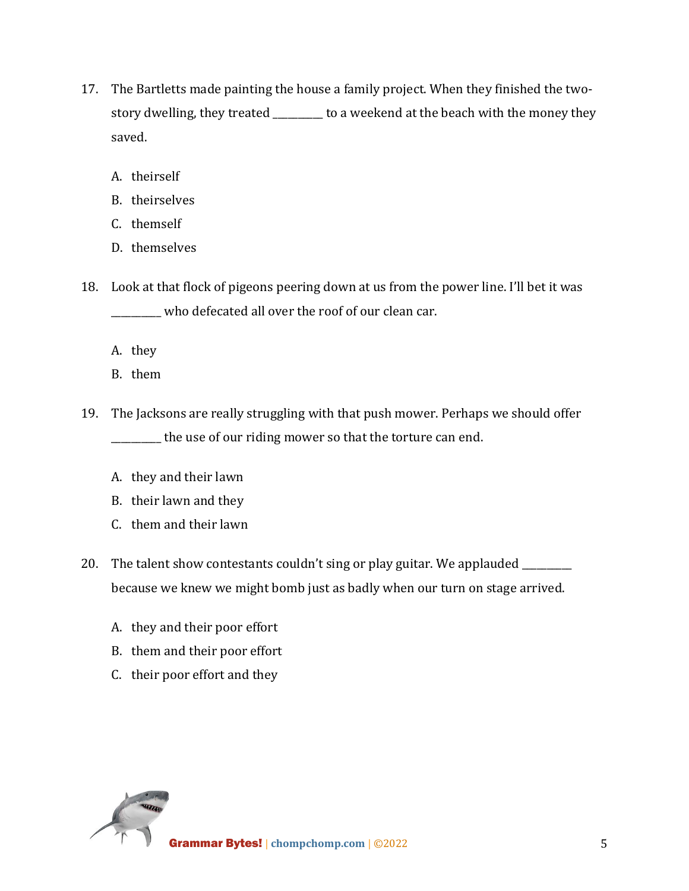17. The Bartletts made painting the house a family project. When they finished the two-story dwelling, they treated _________ to a weekend at the beach with the money they saved.

    A. theirself
    B. theirselves
    C. themself
    D. themselves

18. Look at that flock of pigeons peering down at us from the power line. I'll bet it was _________ who defecated all over the roof of our clean car.

    A. they
    B. them

19. The Jacksons are really struggling with that push mower. Perhaps we should offer _________ the use of our riding mower so that the torture can end.

    A. they and their lawn
    B. their lawn and they
    C. them and their lawn

20. The talent show contestants couldn't sing or play guitar. We applauded _________ because we knew we might bomb just as badly when our turn on stage arrived.

    A. they and their poor effort
    B. them and their poor effort
    C. their poor effort and they